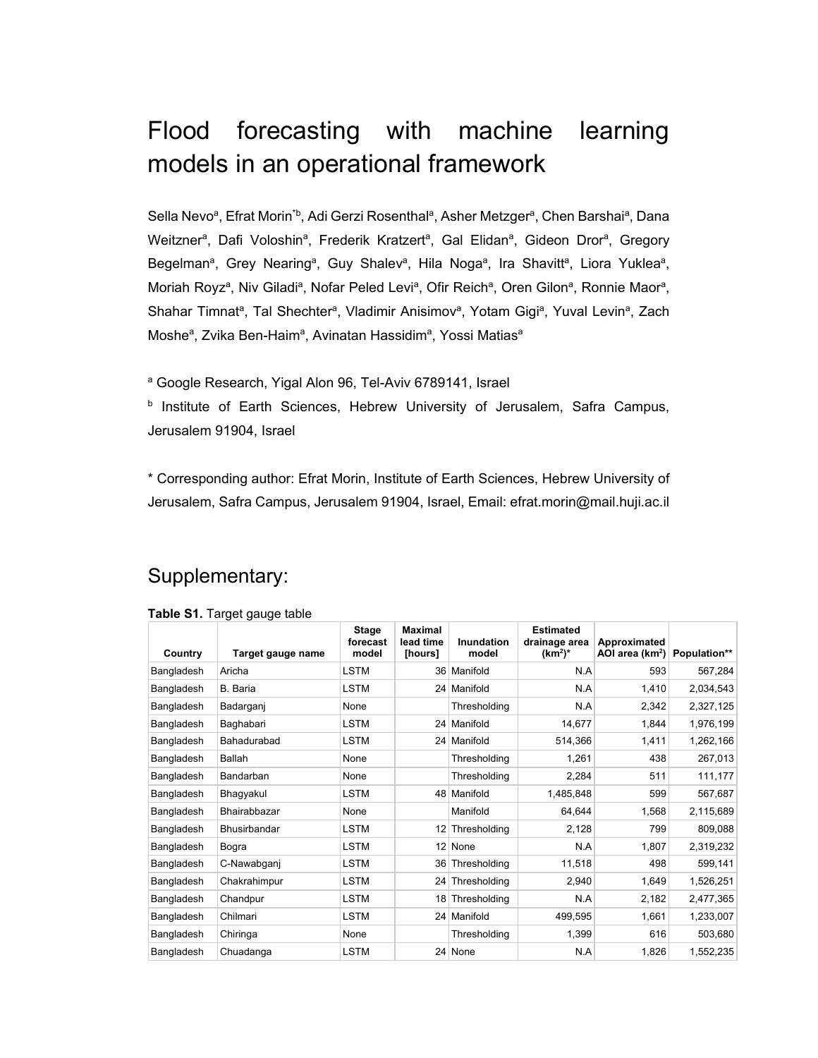# Flood forecasting with machine learning models in an operational framework

Sella Nevo[a], Efrat Morin[*b], Adi Gerzi Rosenthal[a], Asher Metzger[a], Chen Barshai[a], Dana Weitzner[a], Dafi Voloshin[a], Frederik Kratzert[a], Gal Elidan[a], Gideon Dror[a], Gregory Begelman[a], Grey Nearing[a], Guy Shalev[a], Hila Noga[a], Ira Shavitt[a], Liora Yuklea[a], Moriah Royz[a], Niv Giladi[a], Nofar Peled Levi[a], Ofir Reich[a], Oren Gilon[a], Ronnie Maor[a], Shahar Timnat[a], Tal Shechter[a], Vladimir Anisimov[a], Yotam Gigi[a], Yuval Levin[a], Zach Moshe[a], Zvika Ben-Haim[a], Avinatan Hassidim[a], Yossi Matias[a]

[a] Google Research, Yigal Alon 96, Tel-Aviv 6789141, Israel

[b] Institute of Earth Sciences, Hebrew University of Jerusalem, Safra Campus, Jerusalem 91904, Israel

* Corresponding author: Efrat Morin, Institute of Earth Sciences, Hebrew University of Jerusalem, Safra Campus, Jerusalem 91904, Israel, Email: efrat.morin@mail.huji.ac.il

## Supplementary:

**Table S1.** Target gauge table

| Country | Target gauge name | Stage forecast model | Maximal lead time [hours] | Inundation model | Estimated drainage area ($km^2$)* | Approximated AOI area ($km^2$) | Population** |
|---|---|---|---|---|---|---|---|
| Bangladesh | Aricha | LSTM | 36 | Manifold | N.A | 593 | 567,284 |
| Bangladesh | B. Baria | LSTM | 24 | Manifold | N.A | 1,410 | 2,034,543 |
| Bangladesh | Badarganj | None | | Thresholding | N.A | 2,342 | 2,327,125 |
| Bangladesh | Baghabari | LSTM | 24 | Manifold | 14,677 | 1,844 | 1,976,199 |
| Bangladesh | Bahadurabad | LSTM | 24 | Manifold | 514,366 | 1,411 | 1,262,166 |
| Bangladesh | Ballah | None | | Thresholding | 1,261 | 438 | 267,013 |
| Bangladesh | Bandarban | None | | Thresholding | 2,284 | 511 | 111,177 |
| Bangladesh | Bhagyakul | LSTM | 48 | Manifold | 1,485,848 | 599 | 567,687 |
| Bangladesh | Bhairabbazar | None | | Manifold | 64,644 | 1,568 | 2,115,689 |
| Bangladesh | Bhusirbandar | LSTM | 12 | Thresholding | 2,128 | 799 | 809,088 |
| Bangladesh | Bogra | LSTM | 12 | None | N.A | 1,807 | 2,319,232 |
| Bangladesh | C-Nawabganj | LSTM | 36 | Thresholding | 11,518 | 498 | 599,141 |
| Bangladesh | Chakrahimpur | LSTM | 24 | Thresholding | 2,940 | 1,649 | 1,526,251 |
| Bangladesh | Chandpur | LSTM | 18 | Thresholding | N.A | 2,182 | 2,477,365 |
| Bangladesh | Chilmari | LSTM | 24 | Manifold | 499,595 | 1,661 | 1,233,007 |
| Bangladesh | Chiringa | None | | Thresholding | 1,399 | 616 | 503,680 |
| Bangladesh | Chuadanga | LSTM | 24 | None | N.A | 1,826 | 1,552,235 |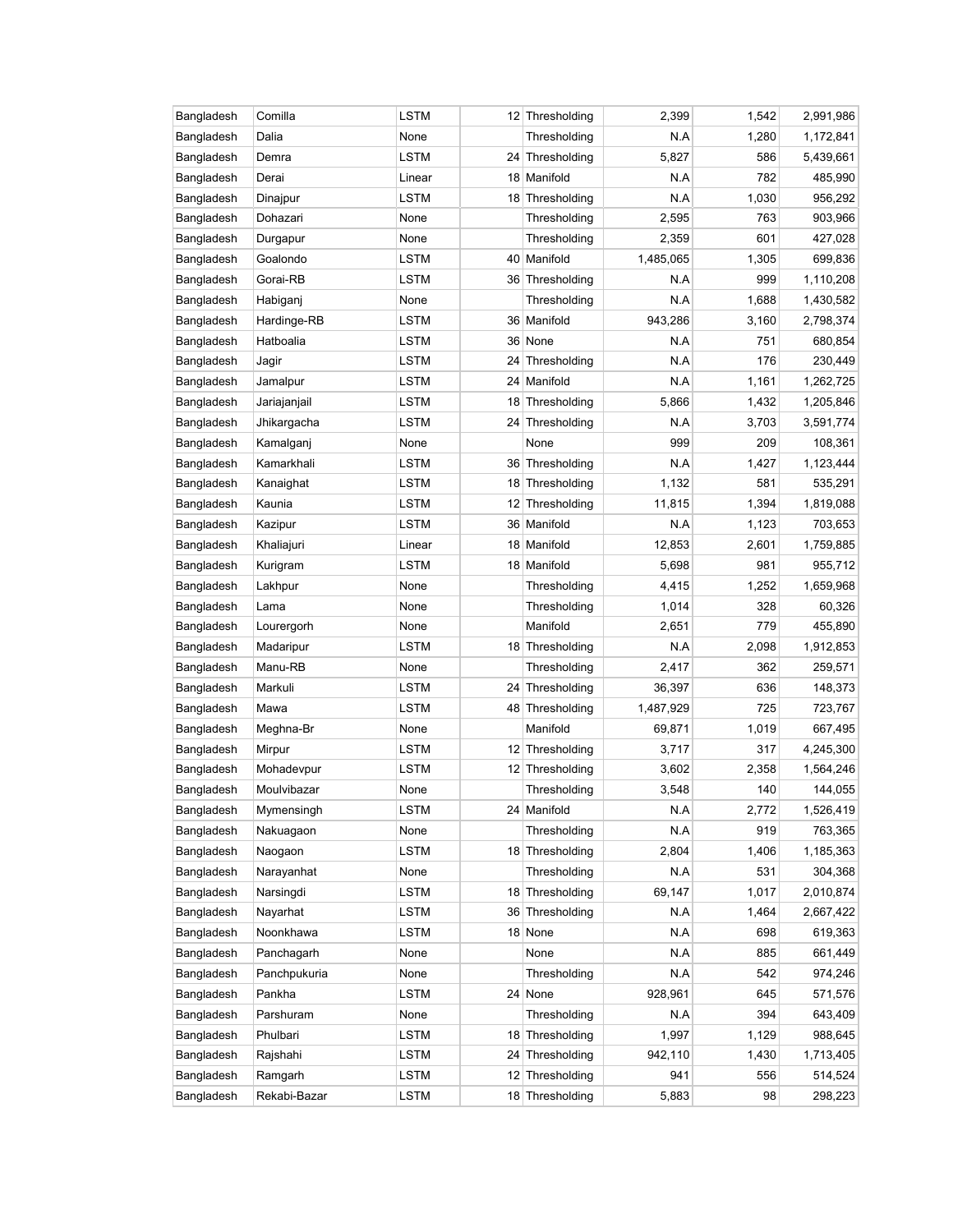| | | | | | | | |
|---|---|---|---|---|---|---|---|
| Bangladesh | Comilla | LSTM | 12 | Thresholding | 2,399 | 1,542 | 2,991,986 |
| Bangladesh | Dalia | None | | Thresholding | N.A | 1,280 | 1,172,841 |
| Bangladesh | Demra | LSTM | 24 | Thresholding | 5,827 | 586 | 5,439,661 |
| Bangladesh | Derai | Linear | 18 | Manifold | N.A | 782 | 485,990 |
| Bangladesh | Dinajpur | LSTM | 18 | Thresholding | N.A | 1,030 | 956,292 |
| Bangladesh | Dohazari | None | | Thresholding | 2,595 | 763 | 903,966 |
| Bangladesh | Durgapur | None | | Thresholding | 2,359 | 601 | 427,028 |
| Bangladesh | Goalondo | LSTM | 40 | Manifold | 1,485,065 | 1,305 | 699,836 |
| Bangladesh | Gorai-RB | LSTM | 36 | Thresholding | N.A | 999 | 1,110,208 |
| Bangladesh | Habiganj | None | | Thresholding | N.A | 1,688 | 1,430,582 |
| Bangladesh | Hardinge-RB | LSTM | 36 | Manifold | 943,286 | 3,160 | 2,798,374 |
| Bangladesh | Hatboalia | LSTM | 36 | None | N.A | 751 | 680,854 |
| Bangladesh | Jagir | LSTM | 24 | Thresholding | N.A | 176 | 230,449 |
| Bangladesh | Jamalpur | LSTM | 24 | Manifold | N.A | 1,161 | 1,262,725 |
| Bangladesh | Jariajanjail | LSTM | 18 | Thresholding | 5,866 | 1,432 | 1,205,846 |
| Bangladesh | Jhikargacha | LSTM | 24 | Thresholding | N.A | 3,703 | 3,591,774 |
| Bangladesh | Kamalganj | None | | None | 999 | 209 | 108,361 |
| Bangladesh | Kamarkhali | LSTM | 36 | Thresholding | N.A | 1,427 | 1,123,444 |
| Bangladesh | Kanaighat | LSTM | 18 | Thresholding | 1,132 | 581 | 535,291 |
| Bangladesh | Kaunia | LSTM | 12 | Thresholding | 11,815 | 1,394 | 1,819,088 |
| Bangladesh | Kazipur | LSTM | 36 | Manifold | N.A | 1,123 | 703,653 |
| Bangladesh | Khaliajuri | Linear | 18 | Manifold | 12,853 | 2,601 | 1,759,885 |
| Bangladesh | Kurigram | LSTM | 18 | Manifold | 5,698 | 981 | 955,712 |
| Bangladesh | Lakhpur | None | | Thresholding | 4,415 | 1,252 | 1,659,968 |
| Bangladesh | Lama | None | | Thresholding | 1,014 | 328 | 60,326 |
| Bangladesh | Lourergorh | None | | Manifold | 2,651 | 779 | 455,890 |
| Bangladesh | Madaripur | LSTM | 18 | Thresholding | N.A | 2,098 | 1,912,853 |
| Bangladesh | Manu-RB | None | | Thresholding | 2,417 | 362 | 259,571 |
| Bangladesh | Markuli | LSTM | 24 | Thresholding | 36,397 | 636 | 148,373 |
| Bangladesh | Mawa | LSTM | 48 | Thresholding | 1,487,929 | 725 | 723,767 |
| Bangladesh | Meghna-Br | None | | Manifold | 69,871 | 1,019 | 667,495 |
| Bangladesh | Mirpur | LSTM | 12 | Thresholding | 3,717 | 317 | 4,245,300 |
| Bangladesh | Mohadevpur | LSTM | 12 | Thresholding | 3,602 | 2,358 | 1,564,246 |
| Bangladesh | Moulvibazar | None | | Thresholding | 3,548 | 140 | 144,055 |
| Bangladesh | Mymensingh | LSTM | 24 | Manifold | N.A | 2,772 | 1,526,419 |
| Bangladesh | Nakuagaon | None | | Thresholding | N.A | 919 | 763,365 |
| Bangladesh | Naogaon | LSTM | 18 | Thresholding | 2,804 | 1,406 | 1,185,363 |
| Bangladesh | Narayanhat | None | | Thresholding | N.A | 531 | 304,368 |
| Bangladesh | Narsingdi | LSTM | 18 | Thresholding | 69,147 | 1,017 | 2,010,874 |
| Bangladesh | Nayarhat | LSTM | 36 | Thresholding | N.A | 1,464 | 2,667,422 |
| Bangladesh | Noonkhawa | LSTM | 18 | None | N.A | 698 | 619,363 |
| Bangladesh | Panchagarh | None | | None | N.A | 885 | 661,449 |
| Bangladesh | Panchpukuria | None | | Thresholding | N.A | 542 | 974,246 |
| Bangladesh | Pankha | LSTM | 24 | None | 928,961 | 645 | 571,576 |
| Bangladesh | Parshuram | None | | Thresholding | N.A | 394 | 643,409 |
| Bangladesh | Phulbari | LSTM | 18 | Thresholding | 1,997 | 1,129 | 988,645 |
| Bangladesh | Rajshahi | LSTM | 24 | Thresholding | 942,110 | 1,430 | 1,713,405 |
| Bangladesh | Ramgarh | LSTM | 12 | Thresholding | 941 | 556 | 514,524 |
| Bangladesh | Rekabi-Bazar | LSTM | 18 | Thresholding | 5,883 | 98 | 298,223 |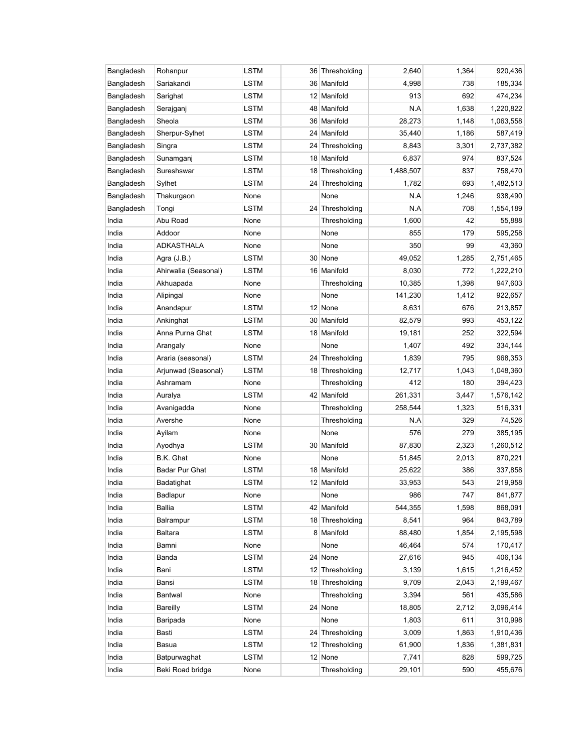| | | | | | | | |
|---|---|---|---|---|---|---|---|
| Bangladesh | Rohanpur | LSTM | 36 | Thresholding | 2,640 | 1,364 | 920,436 |
| Bangladesh | Sariakandi | LSTM | 36 | Manifold | 4,998 | 738 | 185,334 |
| Bangladesh | Sarighat | LSTM | 12 | Manifold | 913 | 692 | 474,234 |
| Bangladesh | Serajganj | LSTM | 48 | Manifold | N.A | 1,638 | 1,220,822 |
| Bangladesh | Sheola | LSTM | 36 | Manifold | 28,273 | 1,148 | 1,063,558 |
| Bangladesh | Sherpur-Sylhet | LSTM | 24 | Manifold | 35,440 | 1,186 | 587,419 |
| Bangladesh | Singra | LSTM | 24 | Thresholding | 8,843 | 3,301 | 2,737,382 |
| Bangladesh | Sunamganj | LSTM | 18 | Manifold | 6,837 | 974 | 837,524 |
| Bangladesh | Sureshswar | LSTM | 18 | Thresholding | 1,488,507 | 837 | 758,470 |
| Bangladesh | Sylhet | LSTM | 24 | Thresholding | 1,782 | 693 | 1,482,513 |
| Bangladesh | Thakurgaon | None | | None | N.A | 1,246 | 938,490 |
| Bangladesh | Tongi | LSTM | 24 | Thresholding | N.A | 708 | 1,554,189 |
| India | Abu Road | None | | Thresholding | 1,600 | 42 | 55,888 |
| India | Addoor | None | | None | 855 | 179 | 595,258 |
| India | ADKASTHALA | None | | None | 350 | 99 | 43,360 |
| India | Agra (J.B.) | LSTM | 30 | None | 49,052 | 1,285 | 2,751,465 |
| India | Ahirwalia (Seasonal) | LSTM | 16 | Manifold | 8,030 | 772 | 1,222,210 |
| India | Akhuapada | None | | Thresholding | 10,385 | 1,398 | 947,603 |
| India | Alipingal | None | | None | 141,230 | 1,412 | 922,657 |
| India | Anandapur | LSTM | 12 | None | 8,631 | 676 | 213,857 |
| India | Ankinghat | LSTM | 30 | Manifold | 82,579 | 993 | 453,122 |
| India | Anna Purna Ghat | LSTM | 18 | Manifold | 19,181 | 252 | 322,594 |
| India | Arangaly | None | | None | 1,407 | 492 | 334,144 |
| India | Araria (seasonal) | LSTM | 24 | Thresholding | 1,839 | 795 | 968,353 |
| India | Arjunwad (Seasonal) | LSTM | 18 | Thresholding | 12,717 | 1,043 | 1,048,360 |
| India | Ashramam | None | | Thresholding | 412 | 180 | 394,423 |
| India | Auralya | LSTM | 42 | Manifold | 261,331 | 3,447 | 1,576,142 |
| India | Avanigadda | None | | Thresholding | 258,544 | 1,323 | 516,331 |
| India | Avershe | None | | Thresholding | N.A | 329 | 74,526 |
| India | Ayilam | None | | None | 576 | 279 | 385,195 |
| India | Ayodhya | LSTM | 30 | Manifold | 87,830 | 2,323 | 1,260,512 |
| India | B.K. Ghat | None | | None | 51,845 | 2,013 | 870,221 |
| India | Badar Pur Ghat | LSTM | 18 | Manifold | 25,622 | 386 | 337,858 |
| India | Badatighat | LSTM | 12 | Manifold | 33,953 | 543 | 219,958 |
| India | Badlapur | None | | None | 986 | 747 | 841,877 |
| India | Ballia | LSTM | 42 | Manifold | 544,355 | 1,598 | 868,091 |
| India | Balrampur | LSTM | 18 | Thresholding | 8,541 | 964 | 843,789 |
| India | Baltara | LSTM | 8 | Manifold | 88,480 | 1,854 | 2,195,598 |
| India | Bamni | None | | None | 46,464 | 574 | 170,417 |
| India | Banda | LSTM | 24 | None | 27,616 | 945 | 406,134 |
| India | Bani | LSTM | 12 | Thresholding | 3,139 | 1,615 | 1,216,452 |
| India | Bansi | LSTM | 18 | Thresholding | 9,709 | 2,043 | 2,199,467 |
| India | Bantwal | None | | Thresholding | 3,394 | 561 | 435,586 |
| India | Bareilly | LSTM | 24 | None | 18,805 | 2,712 | 3,096,414 |
| India | Baripada | None | | None | 1,803 | 611 | 310,998 |
| India | Basti | LSTM | 24 | Thresholding | 3,009 | 1,863 | 1,910,436 |
| India | Basua | LSTM | 12 | Thresholding | 61,900 | 1,836 | 1,381,831 |
| India | Batpurwaghat | LSTM | 12 | None | 7,741 | 828 | 599,725 |
| India | Beki Road bridge | None | | Thresholding | 29,101 | 590 | 455,676 |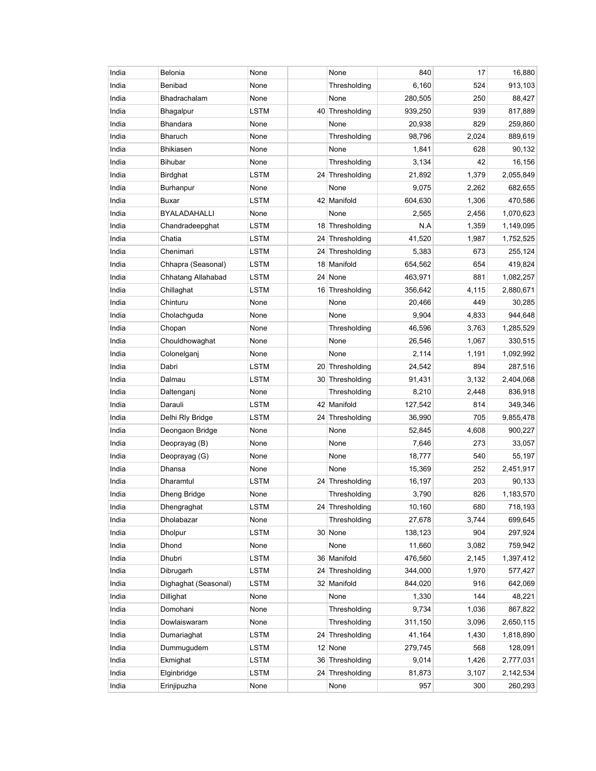| | | | | | | | |
|---|---|---|---|---|---|---|---|
| India | Belonia | None | | None | 840 | 17 | 16,880 |
| India | Benibad | None | | Thresholding | 6,160 | 524 | 913,103 |
| India | Bhadrachalam | None | | None | 280,505 | 250 | 88,427 |
| India | Bhagalpur | LSTM | 40 | Thresholding | 939,250 | 939 | 817,889 |
| India | Bhandara | None | | None | 20,938 | 829 | 259,860 |
| India | Bharuch | None | | Thresholding | 98,796 | 2,024 | 889,619 |
| India | Bhikiasen | None | | None | 1,841 | 628 | 90,132 |
| India | Bihubar | None | | Thresholding | 3,134 | 42 | 16,156 |
| India | Birdghat | LSTM | 24 | Thresholding | 21,892 | 1,379 | 2,055,849 |
| India | Burhanpur | None | | None | 9,075 | 2,262 | 682,655 |
| India | Buxar | LSTM | 42 | Manifold | 604,630 | 1,306 | 470,586 |
| India | BYALADAHALLI | None | | None | 2,565 | 2,456 | 1,070,623 |
| India | Chandradeepghat | LSTM | 18 | Thresholding | N.A | 1,359 | 1,149,095 |
| India | Chatia | LSTM | 24 | Thresholding | 41,520 | 1,987 | 1,752,525 |
| India | Chenimari | LSTM | 24 | Thresholding | 5,383 | 673 | 255,124 |
| India | Chhapra (Seasonal) | LSTM | 18 | Manifold | 654,562 | 654 | 419,824 |
| India | Chhatang Allahabad | LSTM | 24 | None | 463,971 | 881 | 1,082,257 |
| India | Chillaghat | LSTM | 16 | Thresholding | 356,642 | 4,115 | 2,880,671 |
| India | Chinturu | None | | None | 20,466 | 449 | 30,285 |
| India | Cholachguda | None | | None | 9,904 | 4,833 | 944,648 |
| India | Chopan | None | | Thresholding | 46,596 | 3,763 | 1,285,529 |
| India | Chouldhowaghat | None | | None | 26,546 | 1,067 | 330,515 |
| India | Colonelganj | None | | None | 2,114 | 1,191 | 1,092,992 |
| India | Dabri | LSTM | 20 | Thresholding | 24,542 | 894 | 287,516 |
| India | Dalmau | LSTM | 30 | Thresholding | 91,431 | 3,132 | 2,404,068 |
| India | Daltenganj | None | | Thresholding | 8,210 | 2,448 | 836,918 |
| India | Darauli | LSTM | 42 | Manifold | 127,542 | 814 | 349,346 |
| India | Delhi Rly Bridge | LSTM | 24 | Thresholding | 36,990 | 705 | 9,855,478 |
| India | Deongaon Bridge | None | | None | 52,845 | 4,608 | 900,227 |
| India | Deoprayag (B) | None | | None | 7,646 | 273 | 33,057 |
| India | Deoprayag (G) | None | | None | 18,777 | 540 | 55,197 |
| India | Dhansa | None | | None | 15,369 | 252 | 2,451,917 |
| India | Dharamtul | LSTM | 24 | Thresholding | 16,197 | 203 | 90,133 |
| India | Dheng Bridge | None | | Thresholding | 3,790 | 826 | 1,183,570 |
| India | Dhengraghat | LSTM | 24 | Thresholding | 10,160 | 680 | 718,193 |
| India | Dholabazar | None | | Thresholding | 27,678 | 3,744 | 699,645 |
| India | Dholpur | LSTM | 30 | None | 138,123 | 904 | 297,924 |
| India | Dhond | None | | None | 11,660 | 3,082 | 759,942 |
| India | Dhubri | LSTM | 36 | Manifold | 476,560 | 2,145 | 1,397,412 |
| India | Dibrugarh | LSTM | 24 | Thresholding | 344,000 | 1,970 | 577,427 |
| India | Dighaghat (Seasonal) | LSTM | 32 | Manifold | 844,020 | 916 | 642,069 |
| India | Dillighat | None | | None | 1,330 | 144 | 48,221 |
| India | Domohani | None | | Thresholding | 9,734 | 1,036 | 867,822 |
| India | Dowlaiswaram | None | | Thresholding | 311,150 | 3,096 | 2,650,115 |
| India | Dumariaghat | LSTM | 24 | Thresholding | 41,164 | 1,430 | 1,818,890 |
| India | Dummugudem | LSTM | 12 | None | 279,745 | 568 | 128,091 |
| India | Ekmighat | LSTM | 36 | Thresholding | 9,014 | 1,426 | 2,777,031 |
| India | Elginbridge | LSTM | 24 | Thresholding | 81,873 | 3,107 | 2,142,534 |
| India | Erinjipuzha | None | | None | 957 | 300 | 260,293 |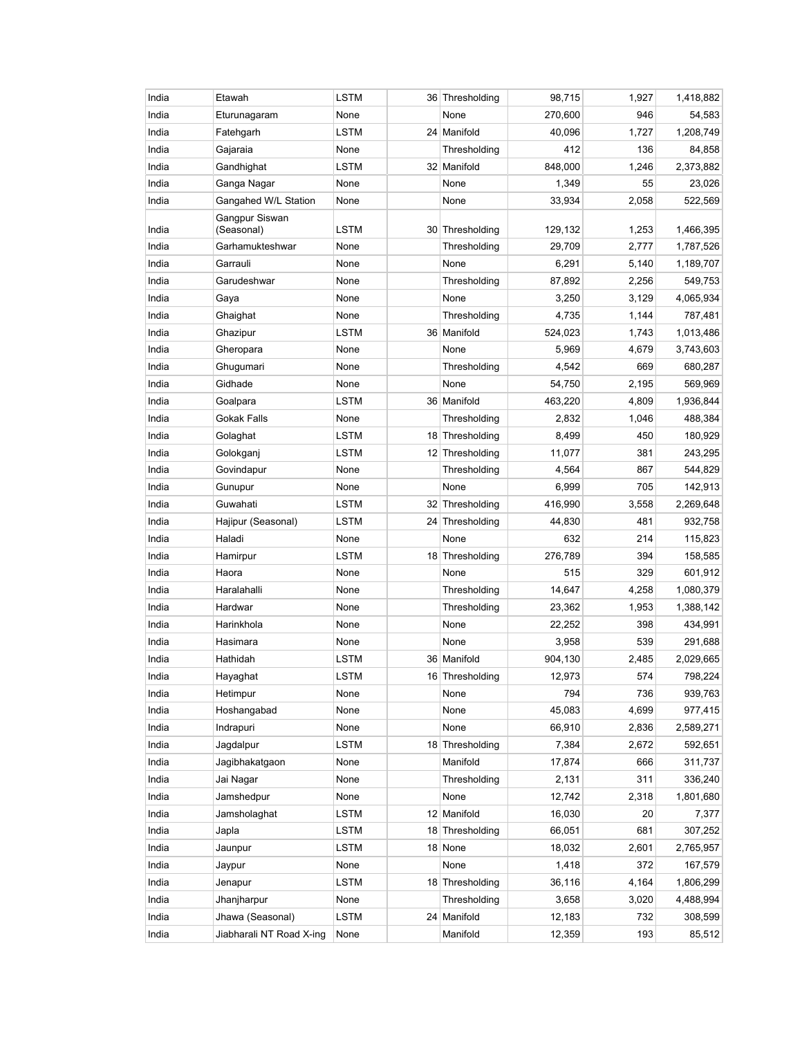| | | | | | | | |
|---|---|---|---|---|---|---|---|
| India | Etawah | LSTM | 36 | Thresholding | 98,715 | 1,927 | 1,418,882 |
| India | Eturunagaram | None | | None | 270,600 | 946 | 54,583 |
| India | Fatehgarh | LSTM | 24 | Manifold | 40,096 | 1,727 | 1,208,749 |
| India | Gajaraia | None | | Thresholding | 412 | 136 | 84,858 |
| India | Gandhighat | LSTM | 32 | Manifold | 848,000 | 1,246 | 2,373,882 |
| India | Ganga Nagar | None | | None | 1,349 | 55 | 23,026 |
| India | Gangahed W/L Station | None | | None | 33,934 | 2,058 | 522,569 |
| India | Gangpur Siswan (Seasonal) | LSTM | 30 | Thresholding | 129,132 | 1,253 | 1,466,395 |
| India | Garhamukteshwar | None | | Thresholding | 29,709 | 2,777 | 1,787,526 |
| India | Garrauli | None | | None | 6,291 | 5,140 | 1,189,707 |
| India | Garudeshwar | None | | Thresholding | 87,892 | 2,256 | 549,753 |
| India | Gaya | None | | None | 3,250 | 3,129 | 4,065,934 |
| India | Ghaighat | None | | Thresholding | 4,735 | 1,144 | 787,481 |
| India | Ghazipur | LSTM | 36 | Manifold | 524,023 | 1,743 | 1,013,486 |
| India | Gheropara | None | | None | 5,969 | 4,679 | 3,743,603 |
| India | Ghugumari | None | | Thresholding | 4,542 | 669 | 680,287 |
| India | Gidhade | None | | None | 54,750 | 2,195 | 569,969 |
| India | Goalpara | LSTM | 36 | Manifold | 463,220 | 4,809 | 1,936,844 |
| India | Gokak Falls | None | | Thresholding | 2,832 | 1,046 | 488,384 |
| India | Golaghat | LSTM | 18 | Thresholding | 8,499 | 450 | 180,929 |
| India | Golokganj | LSTM | 12 | Thresholding | 11,077 | 381 | 243,295 |
| India | Govindapur | None | | Thresholding | 4,564 | 867 | 544,829 |
| India | Gunupur | None | | None | 6,999 | 705 | 142,913 |
| India | Guwahati | LSTM | 32 | Thresholding | 416,990 | 3,558 | 2,269,648 |
| India | Hajipur (Seasonal) | LSTM | 24 | Thresholding | 44,830 | 481 | 932,758 |
| India | Haladi | None | | None | 632 | 214 | 115,823 |
| India | Hamirpur | LSTM | 18 | Thresholding | 276,789 | 394 | 158,585 |
| India | Haora | None | | None | 515 | 329 | 601,912 |
| India | Haralahalli | None | | Thresholding | 14,647 | 4,258 | 1,080,379 |
| India | Hardwar | None | | Thresholding | 23,362 | 1,953 | 1,388,142 |
| India | Harinkhola | None | | None | 22,252 | 398 | 434,991 |
| India | Hasimara | None | | None | 3,958 | 539 | 291,688 |
| India | Hathidah | LSTM | 36 | Manifold | 904,130 | 2,485 | 2,029,665 |
| India | Hayaghat | LSTM | 16 | Thresholding | 12,973 | 574 | 798,224 |
| India | Hetimpur | None | | None | 794 | 736 | 939,763 |
| India | Hoshangabad | None | | None | 45,083 | 4,699 | 977,415 |
| India | Indrapuri | None | | None | 66,910 | 2,836 | 2,589,271 |
| India | Jagdalpur | LSTM | 18 | Thresholding | 7,384 | 2,672 | 592,651 |
| India | Jagibhakatgaon | None | | Manifold | 17,874 | 666 | 311,737 |
| India | Jai Nagar | None | | Thresholding | 2,131 | 311 | 336,240 |
| India | Jamshedpur | None | | None | 12,742 | 2,318 | 1,801,680 |
| India | Jamsholaghat | LSTM | 12 | Manifold | 16,030 | 20 | 7,377 |
| India | Japla | LSTM | 18 | Thresholding | 66,051 | 681 | 307,252 |
| India | Jaunpur | LSTM | 18 | None | 18,032 | 2,601 | 2,765,957 |
| India | Jaypur | None | | None | 1,418 | 372 | 167,579 |
| India | Jenapur | LSTM | 18 | Thresholding | 36,116 | 4,164 | 1,806,299 |
| India | Jhanjharpur | None | | Thresholding | 3,658 | 3,020 | 4,488,994 |
| India | Jhawa (Seasonal) | LSTM | 24 | Manifold | 12,183 | 732 | 308,599 |
| India | Jiabharali NT Road X-ing | None | | Manifold | 12,359 | 193 | 85,512 |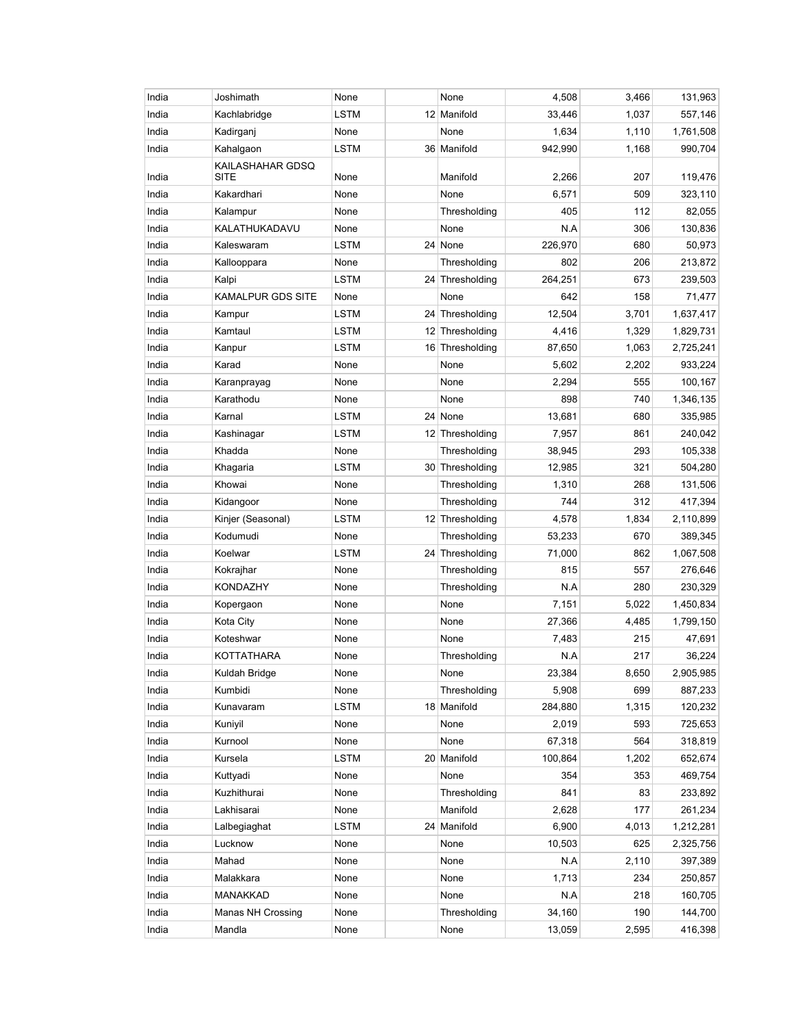| | | | | | | | |
|---|---|---|---|---|---|---|---|
| India | Joshimath | None | | None | 4,508 | 3,466 | 131,963 |
| India | Kachlabridge | LSTM | 12 | Manifold | 33,446 | 1,037 | 557,146 |
| India | Kadirganj | None | | None | 1,634 | 1,110 | 1,761,508 |
| India | Kahalgaon | LSTM | 36 | Manifold | 942,990 | 1,168 | 990,704 |
| India | KAILASHAHAR GDSQ SITE | None | | Manifold | 2,266 | 207 | 119,476 |
| India | Kakardhari | None | | None | 6,571 | 509 | 323,110 |
| India | Kalampur | None | | Thresholding | 405 | 112 | 82,055 |
| India | KALATHUKADAVU | None | | None | N.A | 306 | 130,836 |
| India | Kaleswaram | LSTM | 24 | None | 226,970 | 680 | 50,973 |
| India | Kallooppara | None | | Thresholding | 802 | 206 | 213,872 |
| India | Kalpi | LSTM | 24 | Thresholding | 264,251 | 673 | 239,503 |
| India | KAMALPUR GDS SITE | None | | None | 642 | 158 | 71,477 |
| India | Kampur | LSTM | 24 | Thresholding | 12,504 | 3,701 | 1,637,417 |
| India | Kamtaul | LSTM | 12 | Thresholding | 4,416 | 1,329 | 1,829,731 |
| India | Kanpur | LSTM | 16 | Thresholding | 87,650 | 1,063 | 2,725,241 |
| India | Karad | None | | None | 5,602 | 2,202 | 933,224 |
| India | Karanprayag | None | | None | 2,294 | 555 | 100,167 |
| India | Karathodu | None | | None | 898 | 740 | 1,346,135 |
| India | Karnal | LSTM | 24 | None | 13,681 | 680 | 335,985 |
| India | Kashinagar | LSTM | 12 | Thresholding | 7,957 | 861 | 240,042 |
| India | Khadda | None | | Thresholding | 38,945 | 293 | 105,338 |
| India | Khagaria | LSTM | 30 | Thresholding | 12,985 | 321 | 504,280 |
| India | Khowai | None | | Thresholding | 1,310 | 268 | 131,506 |
| India | Kidangoor | None | | Thresholding | 744 | 312 | 417,394 |
| India | Kinjer (Seasonal) | LSTM | 12 | Thresholding | 4,578 | 1,834 | 2,110,899 |
| India | Kodumudi | None | | Thresholding | 53,233 | 670 | 389,345 |
| India | Koelwar | LSTM | 24 | Thresholding | 71,000 | 862 | 1,067,508 |
| India | Kokrajhar | None | | Thresholding | 815 | 557 | 276,646 |
| India | KONDAZHY | None | | Thresholding | N.A | 280 | 230,329 |
| India | Kopergaon | None | | None | 7,151 | 5,022 | 1,450,834 |
| India | Kota City | None | | None | 27,366 | 4,485 | 1,799,150 |
| India | Koteshwar | None | | None | 7,483 | 215 | 47,691 |
| India | KOTTATHARA | None | | Thresholding | N.A | 217 | 36,224 |
| India | Kuldah Bridge | None | | None | 23,384 | 8,650 | 2,905,985 |
| India | Kumbidi | None | | Thresholding | 5,908 | 699 | 887,233 |
| India | Kunavaram | LSTM | 18 | Manifold | 284,880 | 1,315 | 120,232 |
| India | Kuniyil | None | | None | 2,019 | 593 | 725,653 |
| India | Kurnool | None | | None | 67,318 | 564 | 318,819 |
| India | Kursela | LSTM | 20 | Manifold | 100,864 | 1,202 | 652,674 |
| India | Kuttyadi | None | | None | 354 | 353 | 469,754 |
| India | Kuzhithurai | None | | Thresholding | 841 | 83 | 233,892 |
| India | Lakhisarai | None | | Manifold | 2,628 | 177 | 261,234 |
| India | Lalbegiaghat | LSTM | 24 | Manifold | 6,900 | 4,013 | 1,212,281 |
| India | Lucknow | None | | None | 10,503 | 625 | 2,325,756 |
| India | Mahad | None | | None | N.A | 2,110 | 397,389 |
| India | Malakkara | None | | None | 1,713 | 234 | 250,857 |
| India | MANAKKAD | None | | None | N.A | 218 | 160,705 |
| India | Manas NH Crossing | None | | Thresholding | 34,160 | 190 | 144,700 |
| India | Mandla | None | | None | 13,059 | 2,595 | 416,398 |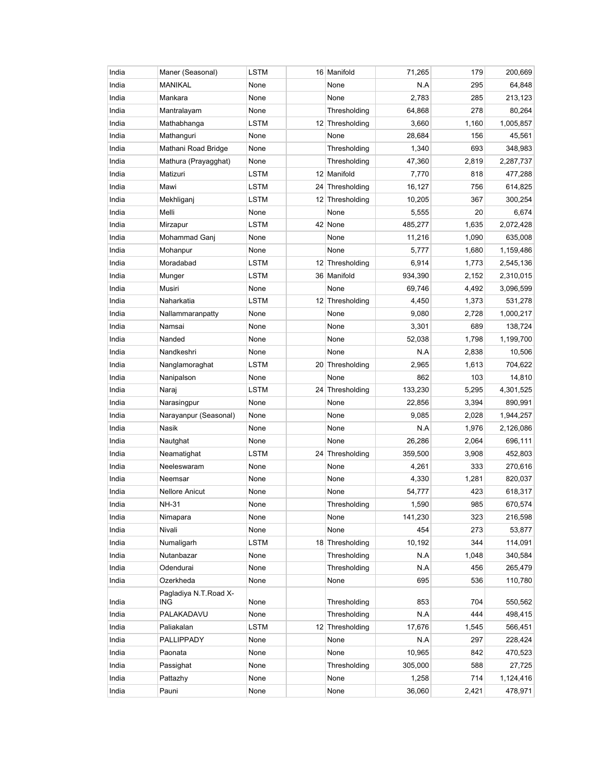| | | | | | | | |
|---|---|---|---|---|---|---|---|
| India | Maner (Seasonal) | LSTM | 16 | Manifold | 71,265 | 179 | 200,669 |
| India | MANIKAL | None | | None | N.A | 295 | 64,848 |
| India | Mankara | None | | None | 2,783 | 285 | 213,123 |
| India | Mantralayam | None | | Thresholding | 64,868 | 278 | 80,264 |
| India | Mathabhanga | LSTM | 12 | Thresholding | 3,660 | 1,160 | 1,005,857 |
| India | Mathanguri | None | | None | 28,684 | 156 | 45,561 |
| India | Mathani Road Bridge | None | | Thresholding | 1,340 | 693 | 348,983 |
| India | Mathura (Prayagghat) | None | | Thresholding | 47,360 | 2,819 | 2,287,737 |
| India | Matizuri | LSTM | 12 | Manifold | 7,770 | 818 | 477,288 |
| India | Mawi | LSTM | 24 | Thresholding | 16,127 | 756 | 614,825 |
| India | Mekhliganj | LSTM | 12 | Thresholding | 10,205 | 367 | 300,254 |
| India | Melli | None | | None | 5,555 | 20 | 6,674 |
| India | Mirzapur | LSTM | 42 | None | 485,277 | 1,635 | 2,072,428 |
| India | Mohammad Ganj | None | | None | 11,216 | 1,090 | 635,008 |
| India | Mohanpur | None | | None | 5,777 | 1,680 | 1,159,486 |
| India | Moradabad | LSTM | 12 | Thresholding | 6,914 | 1,773 | 2,545,136 |
| India | Munger | LSTM | 36 | Manifold | 934,390 | 2,152 | 2,310,015 |
| India | Musiri | None | | None | 69,746 | 4,492 | 3,096,599 |
| India | Naharkatia | LSTM | 12 | Thresholding | 4,450 | 1,373 | 531,278 |
| India | Nallammaranpatty | None | | None | 9,080 | 2,728 | 1,000,217 |
| India | Namsai | None | | None | 3,301 | 689 | 138,724 |
| India | Nanded | None | | None | 52,038 | 1,798 | 1,199,700 |
| India | Nandkeshri | None | | None | N.A | 2,838 | 10,506 |
| India | Nanglamoraghat | LSTM | 20 | Thresholding | 2,965 | 1,613 | 704,622 |
| India | Nanipalson | None | | None | 862 | 103 | 14,810 |
| India | Naraj | LSTM | 24 | Thresholding | 133,230 | 5,295 | 4,301,525 |
| India | Narasingpur | None | | None | 22,856 | 3,394 | 890,991 |
| India | Narayanpur (Seasonal) | None | | None | 9,085 | 2,028 | 1,944,257 |
| India | Nasik | None | | None | N.A | 1,976 | 2,126,086 |
| India | Nautghat | None | | None | 26,286 | 2,064 | 696,111 |
| India | Neamatighat | LSTM | 24 | Thresholding | 359,500 | 3,908 | 452,803 |
| India | Neeleswaram | None | | None | 4,261 | 333 | 270,616 |
| India | Neemsar | None | | None | 4,330 | 1,281 | 820,037 |
| India | Nellore Anicut | None | | None | 54,777 | 423 | 618,317 |
| India | NH-31 | None | | Thresholding | 1,590 | 985 | 670,574 |
| India | Nimapara | None | | None | 141,230 | 323 | 216,598 |
| India | Nivali | None | | None | 454 | 273 | 53,877 |
| India | Numaligarh | LSTM | 18 | Thresholding | 10,192 | 344 | 114,091 |
| India | Nutanbazar | None | | Thresholding | N.A | 1,048 | 340,584 |
| India | Odendurai | None | | Thresholding | N.A | 456 | 265,479 |
| India | Ozerkheda | None | | None | 695 | 536 | 110,780 |
| India | Pagladiya N.T.Road X-ING | None | | Thresholding | 853 | 704 | 550,562 |
| India | PALAKADAVU | None | | Thresholding | N.A | 444 | 498,415 |
| India | Paliakalan | LSTM | 12 | Thresholding | 17,676 | 1,545 | 566,451 |
| India | PALLIPPADY | None | | None | N.A | 297 | 228,424 |
| India | Paonata | None | | None | 10,965 | 842 | 470,523 |
| India | Passighat | None | | Thresholding | 305,000 | 588 | 27,725 |
| India | Pattazhy | None | | None | 1,258 | 714 | 1,124,416 |
| India | Pauni | None | | None | 36,060 | 2,421 | 478,971 |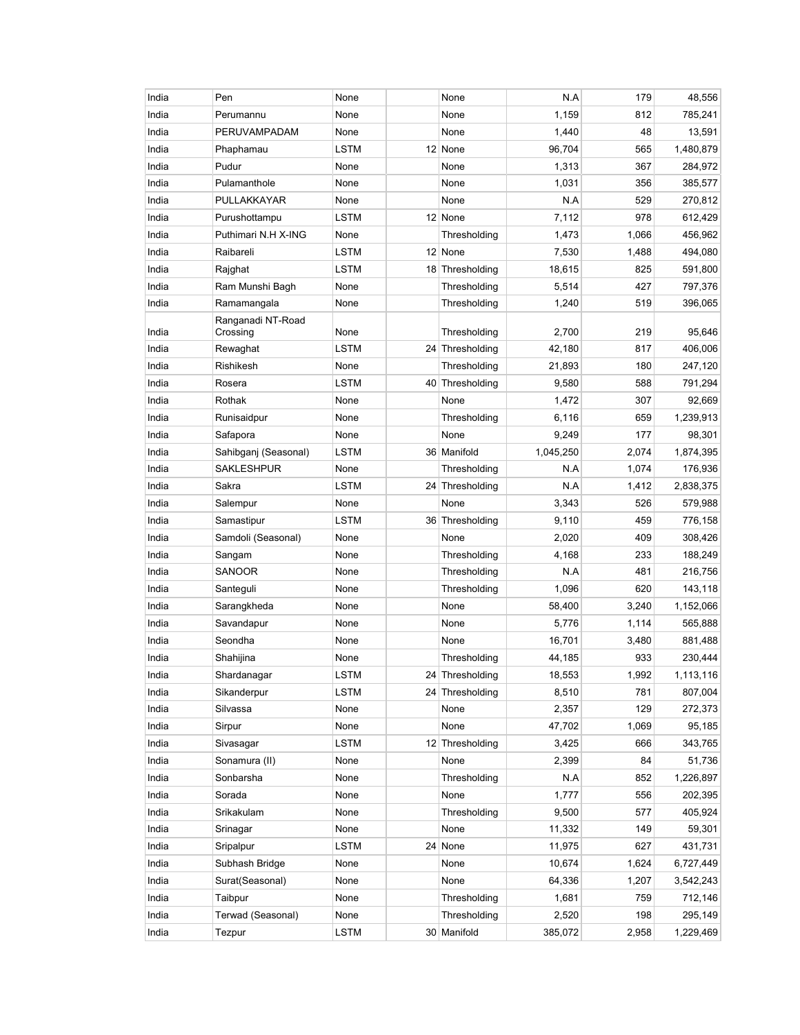| | | | | | | | |
|---|---|---|---|---|---|---|---|
| India | Pen | None | | None | N.A | 179 | 48,556 |
| India | Perumannu | None | | None | 1,159 | 812 | 785,241 |
| India | PERUVAMPADAM | None | | None | 1,440 | 48 | 13,591 |
| India | Phaphamau | LSTM | 12 | None | 96,704 | 565 | 1,480,879 |
| India | Pudur | None | | None | 1,313 | 367 | 284,972 |
| India | Pulamanthole | None | | None | 1,031 | 356 | 385,577 |
| India | PULLAKKAYAR | None | | None | N.A | 529 | 270,812 |
| India | Purushottampu | LSTM | 12 | None | 7,112 | 978 | 612,429 |
| India | Puthimari N.H X-ING | None | | Thresholding | 1,473 | 1,066 | 456,962 |
| India | Raibareli | LSTM | 12 | None | 7,530 | 1,488 | 494,080 |
| India | Rajghat | LSTM | 18 | Thresholding | 18,615 | 825 | 591,800 |
| India | Ram Munshi Bagh | None | | Thresholding | 5,514 | 427 | 797,376 |
| India | Ramamangala | None | | Thresholding | 1,240 | 519 | 396,065 |
| India | Ranganadi NT-Road Crossing | None | | Thresholding | 2,700 | 219 | 95,646 |
| India | Rewaghat | LSTM | 24 | Thresholding | 42,180 | 817 | 406,006 |
| India | Rishikesh | None | | Thresholding | 21,893 | 180 | 247,120 |
| India | Rosera | LSTM | 40 | Thresholding | 9,580 | 588 | 791,294 |
| India | Rothak | None | | None | 1,472 | 307 | 92,669 |
| India | Runisaidpur | None | | Thresholding | 6,116 | 659 | 1,239,913 |
| India | Safapora | None | | None | 9,249 | 177 | 98,301 |
| India | Sahibganj (Seasonal) | LSTM | 36 | Manifold | 1,045,250 | 2,074 | 1,874,395 |
| India | SAKLESHPUR | None | | Thresholding | N.A | 1,074 | 176,936 |
| India | Sakra | LSTM | 24 | Thresholding | N.A | 1,412 | 2,838,375 |
| India | Salempur | None | | None | 3,343 | 526 | 579,988 |
| India | Samastipur | LSTM | 36 | Thresholding | 9,110 | 459 | 776,158 |
| India | Samdoli (Seasonal) | None | | None | 2,020 | 409 | 308,426 |
| India | Sangam | None | | Thresholding | 4,168 | 233 | 188,249 |
| India | SANOOR | None | | Thresholding | N.A | 481 | 216,756 |
| India | Santeguli | None | | Thresholding | 1,096 | 620 | 143,118 |
| India | Sarangkheda | None | | None | 58,400 | 3,240 | 1,152,066 |
| India | Savandapur | None | | None | 5,776 | 1,114 | 565,888 |
| India | Seondha | None | | None | 16,701 | 3,480 | 881,488 |
| India | Shahijina | None | | Thresholding | 44,185 | 933 | 230,444 |
| India | Shardanagar | LSTM | 24 | Thresholding | 18,553 | 1,992 | 1,113,116 |
| India | Sikanderpur | LSTM | 24 | Thresholding | 8,510 | 781 | 807,004 |
| India | Silvassa | None | | None | 2,357 | 129 | 272,373 |
| India | Sirpur | None | | None | 47,702 | 1,069 | 95,185 |
| India | Sivasagar | LSTM | 12 | Thresholding | 3,425 | 666 | 343,765 |
| India | Sonamura (II) | None | | None | 2,399 | 84 | 51,736 |
| India | Sonbarsha | None | | Thresholding | N.A | 852 | 1,226,897 |
| India | Sorada | None | | None | 1,777 | 556 | 202,395 |
| India | Srikakulam | None | | Thresholding | 9,500 | 577 | 405,924 |
| India | Srinagar | None | | None | 11,332 | 149 | 59,301 |
| India | Sripalpur | LSTM | 24 | None | 11,975 | 627 | 431,731 |
| India | Subhash Bridge | None | | None | 10,674 | 1,624 | 6,727,449 |
| India | Surat(Seasonal) | None | | None | 64,336 | 1,207 | 3,542,243 |
| India | Taibpur | None | | Thresholding | 1,681 | 759 | 712,146 |
| India | Terwad (Seasonal) | None | | Thresholding | 2,520 | 198 | 295,149 |
| India | Tezpur | LSTM | 30 | Manifold | 385,072 | 2,958 | 1,229,469 |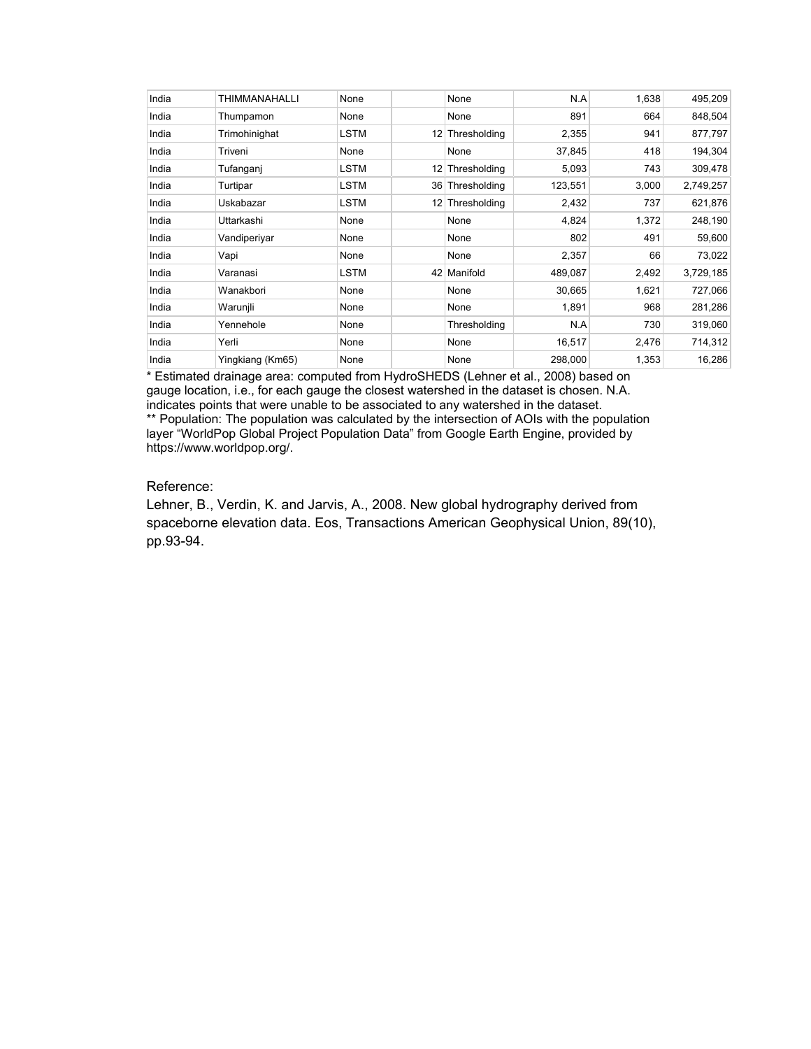| | | | | | | | |
|---|---|---|---|---|---|---|---|
| India | THIMMANAHALLI | None | | None | N.A | 1,638 | 495,209 |
| India | Thumpamon | None | | None | 891 | 664 | 848,504 |
| India | Trimohinighat | LSTM | 12 | Thresholding | 2,355 | 941 | 877,797 |
| India | Triveni | None | | None | 37,845 | 418 | 194,304 |
| India | Tufanganj | LSTM | 12 | Thresholding | 5,093 | 743 | 309,478 |
| India | Turtipar | LSTM | 36 | Thresholding | 123,551 | 3,000 | 2,749,257 |
| India | Uskabazar | LSTM | 12 | Thresholding | 2,432 | 737 | 621,876 |
| India | Uttarkashi | None | | None | 4,824 | 1,372 | 248,190 |
| India | Vandiperiyar | None | | None | 802 | 491 | 59,600 |
| India | Vapi | None | | None | 2,357 | 66 | 73,022 |
| India | Varanasi | LSTM | 42 | Manifold | 489,087 | 2,492 | 3,729,185 |
| India | Wanakbori | None | | None | 30,665 | 1,621 | 727,066 |
| India | Warunjli | None | | None | 1,891 | 968 | 281,286 |
| India | Yennehole | None | | Thresholding | N.A | 730 | 319,060 |
| India | Yerli | None | | None | 16,517 | 2,476 | 714,312 |
| India | Yingkiang (Km65) | None | | None | 298,000 | 1,353 | 16,286 |

* Estimated drainage area: computed from HydroSHEDS (Lehner et al., 2008) based on gauge location, i.e., for each gauge the closest watershed in the dataset is chosen. N.A. indicates points that were unable to be associated to any watershed in the dataset.
** Population: The population was calculated by the intersection of AOIs with the population layer "WorldPop Global Project Population Data" from Google Earth Engine, provided by https://www.worldpop.org/.

Reference:

Lehner, B., Verdin, K. and Jarvis, A., 2008. New global hydrography derived from spaceborne elevation data. Eos, Transactions American Geophysical Union, 89(10), pp.93-94.